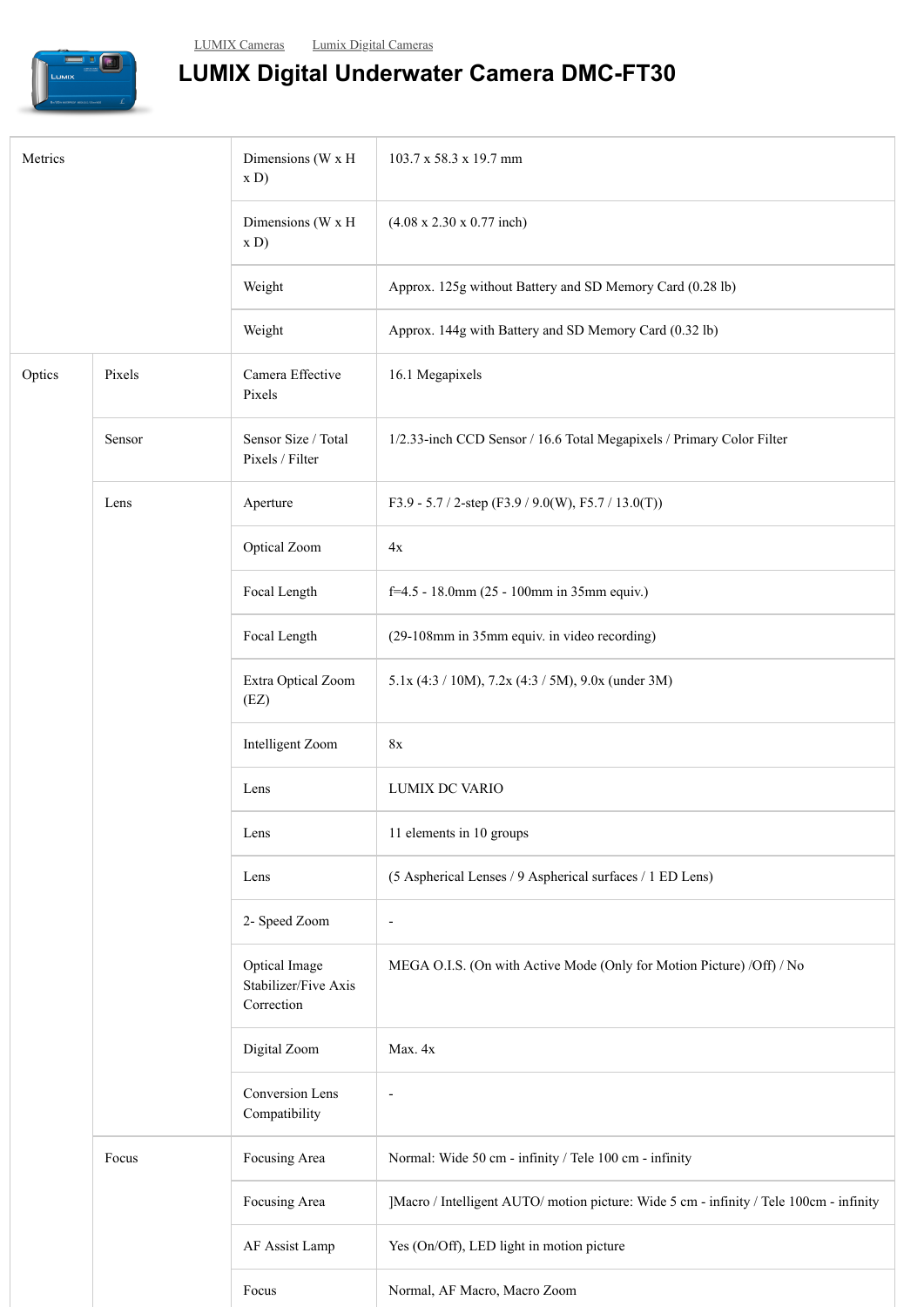LUMIX Cameras    Lumix Digital Cameras

# LUMIX Digital Underwater Camera DMC-FT30

| | | | |
|---|---|---|---|
| Metrics | | Dimensions (W x H x D) | 103.7 x 58.3 x 19.7 mm |
| | | Dimensions (W x H x D) | (4.08 x 2.30 x 0.77 inch) |
| | | Weight | Approx. 125g without Battery and SD Memory Card (0.28 lb) |
| | | Weight | Approx. 144g with Battery and SD Memory Card (0.32 lb) |
| Optics | Pixels | Camera Effective Pixels | 16.1 Megapixels |
| | Sensor | Sensor Size / Total Pixels / Filter | 1/2.33-inch CCD Sensor / 16.6 Total Megapixels / Primary Color Filter |
| | Lens | Aperture | F3.9 - 5.7 / 2-step (F3.9 / 9.0(W), F5.7 / 13.0(T)) |
| | | Optical Zoom | 4x |
| | | Focal Length | f=4.5 - 18.0mm (25 - 100mm in 35mm equiv.) |
| | | Focal Length | (29-108mm in 35mm equiv. in video recording) |
| | | Extra Optical Zoom (EZ) | 5.1x (4:3 / 10M), 7.2x (4:3 / 5M), 9.0x (under 3M) |
| | | Intelligent Zoom | 8x |
| | | Lens | LUMIX DC VARIO |
| | | Lens | 11 elements in 10 groups |
| | | Lens | (5 Aspherical Lenses / 9 Aspherical surfaces / 1 ED Lens) |
| | | 2- Speed Zoom | - |
| | | Optical Image Stabilizer/Five Axis Correction | MEGA O.I.S. (On with Active Mode (Only for Motion Picture) /Off) / No |
| | | Digital Zoom | Max. 4x |
| | | Conversion Lens Compatibility | - |
| | Focus | Focusing Area | Normal: Wide 50 cm - infinity / Tele 100 cm - infinity |
| | | Focusing Area | ]Macro / Intelligent AUTO/ motion picture: Wide 5 cm - infinity / Tele 100cm - infinity |
| | | AF Assist Lamp | Yes (On/Off), LED light in motion picture |
| | | Focus | Normal, AF Macro, Macro Zoom |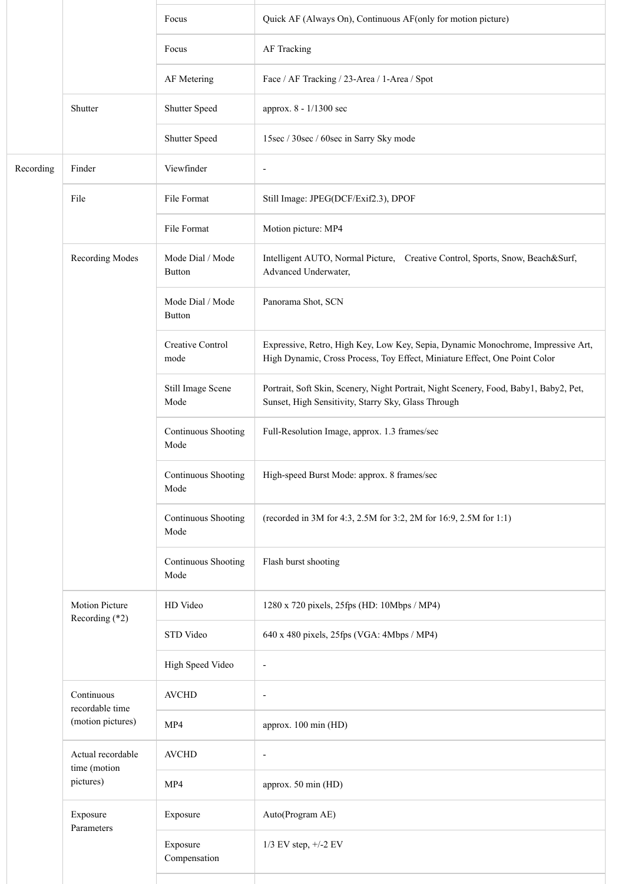| | | | |
|---|---|---|---|
| | | Focus | Quick AF (Always On), Continuous AF(only for motion picture) |
| | | Focus | AF Tracking |
| | | AF Metering | Face / AF Tracking / 23-Area / 1-Area / Spot |
| | Shutter | Shutter Speed | approx. 8 - 1/1300 sec |
| | | Shutter Speed | 15sec / 30sec / 60sec in Sarry Sky mode |
| Recording | Finder | Viewfinder | - |
| | File | File Format | Still Image: JPEG(DCF/Exif2.3), DPOF |
| | | File Format | Motion picture: MP4 |
| | Recording Modes | Mode Dial / Mode Button | Intelligent AUTO, Normal Picture, Creative Control, Sports, Snow, Beach&Surf, Advanced Underwater, |
| | | Mode Dial / Mode Button | Panorama Shot, SCN |
| | | Creative Control mode | Expressive, Retro, High Key, Low Key, Sepia, Dynamic Monochrome, Impressive Art, High Dynamic, Cross Process, Toy Effect, Miniature Effect, One Point Color |
| | | Still Image Scene Mode | Portrait, Soft Skin, Scenery, Night Portrait, Night Scenery, Food, Baby1, Baby2, Pet, Sunset, High Sensitivity, Starry Sky, Glass Through |
| | | Continuous Shooting Mode | Full-Resolution Image, approx. 1.3 frames/sec |
| | | Continuous Shooting Mode | High-speed Burst Mode: approx. 8 frames/sec |
| | | Continuous Shooting Mode | (recorded in 3M for 4:3, 2.5M for 3:2, 2M for 16:9, 2.5M for 1:1) |
| | | Continuous Shooting Mode | Flash burst shooting |
| | Motion Picture Recording (*2) | HD Video | 1280 x 720 pixels, 25fps (HD: 10Mbps / MP4) |
| | | STD Video | 640 x 480 pixels, 25fps (VGA: 4Mbps / MP4) |
| | | High Speed Video | - |
| | Continuous recordable time (motion pictures) | AVCHD | - |
| | | MP4 | approx. 100 min (HD) |
| | Actual recordable time (motion pictures) | AVCHD | - |
| | | MP4 | approx. 50 min (HD) |
| | Exposure Parameters | Exposure | Auto(Program AE) |
| | | Exposure Compensation | 1/3 EV step, +/-2 EV |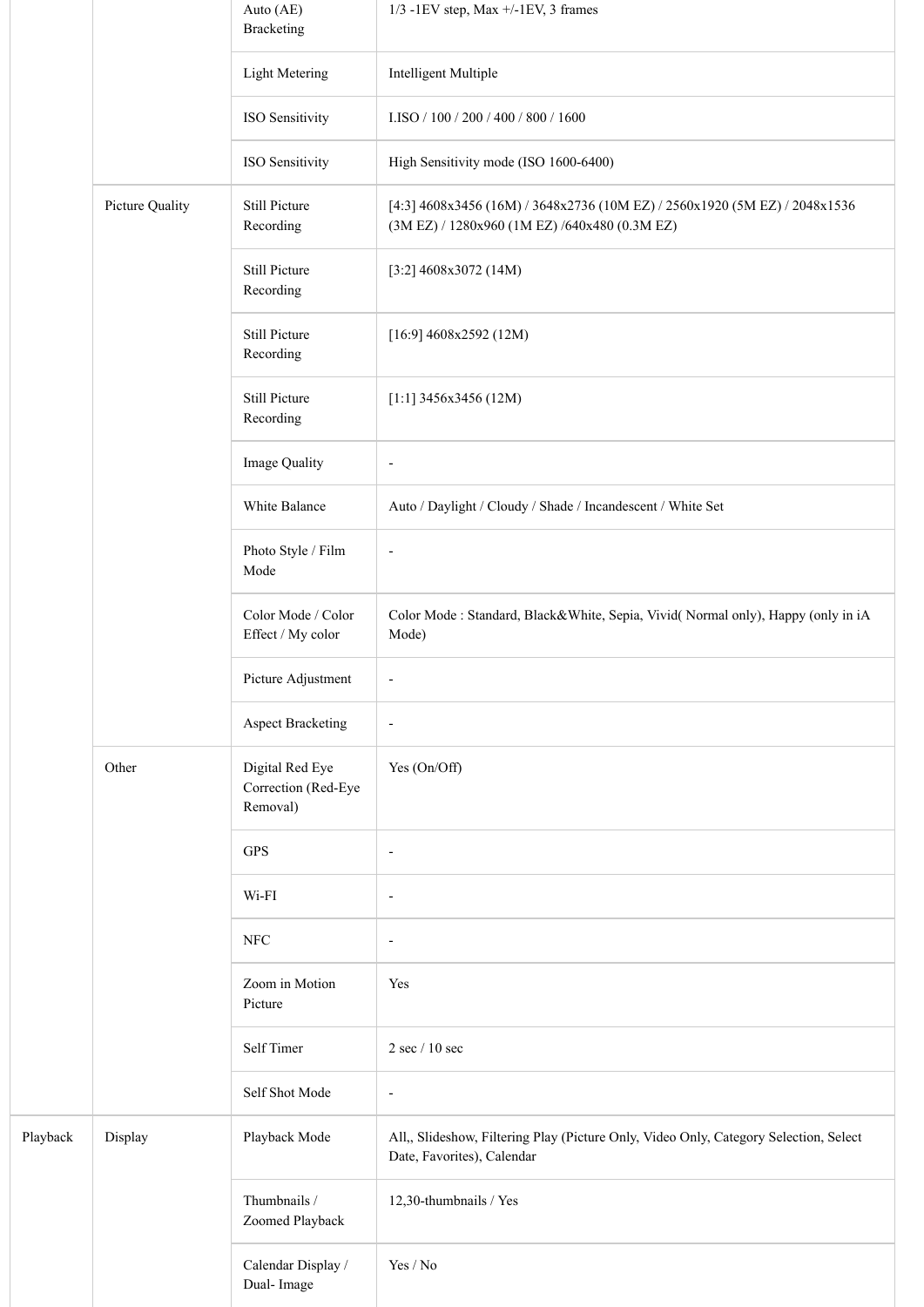| | | | |
|---|---|---|---|
| | | Auto (AE) Bracketing | 1/3 -1EV step, Max +/-1EV, 3 frames |
| | | Light Metering | Intelligent Multiple |
| | | ISO Sensitivity | I.ISO / 100 / 200 / 400 / 800 / 1600 |
| | | ISO Sensitivity | High Sensitivity mode (ISO 1600-6400) |
| | Picture Quality | Still Picture Recording | [4:3] 4608x3456 (16M) / 3648x2736 (10M EZ) / 2560x1920 (5M EZ) / 2048x1536 (3M EZ) / 1280x960 (1M EZ) /640x480 (0.3M EZ) |
| | | Still Picture Recording | [3:2] 4608x3072 (14M) |
| | | Still Picture Recording | [16:9] 4608x2592 (12M) |
| | | Still Picture Recording | [1:1] 3456x3456 (12M) |
| | | Image Quality | - |
| | | White Balance | Auto / Daylight / Cloudy / Shade / Incandescent / White Set |
| | | Photo Style / Film Mode | - |
| | | Color Mode / Color Effect / My color | Color Mode : Standard, Black&White, Sepia, Vivid( Normal only), Happy (only in iA Mode) |
| | | Picture Adjustment | - |
| | | Aspect Bracketing | - |
| | Other | Digital Red Eye Correction (Red-Eye Removal) | Yes (On/Off) |
| | | GPS | - |
| | | Wi-FI | - |
| | | NFC | - |
| | | Zoom in Motion Picture | Yes |
| | | Self Timer | 2 sec / 10 sec |
| | | Self Shot Mode | - |
| Playback | Display | Playback Mode | All,, Slideshow, Filtering Play (Picture Only, Video Only, Category Selection, Select Date, Favorites), Calendar |
| | | Thumbnails / Zoomed Playback | 12,30-thumbnails / Yes |
| | | Calendar Display / Dual- Image | Yes / No |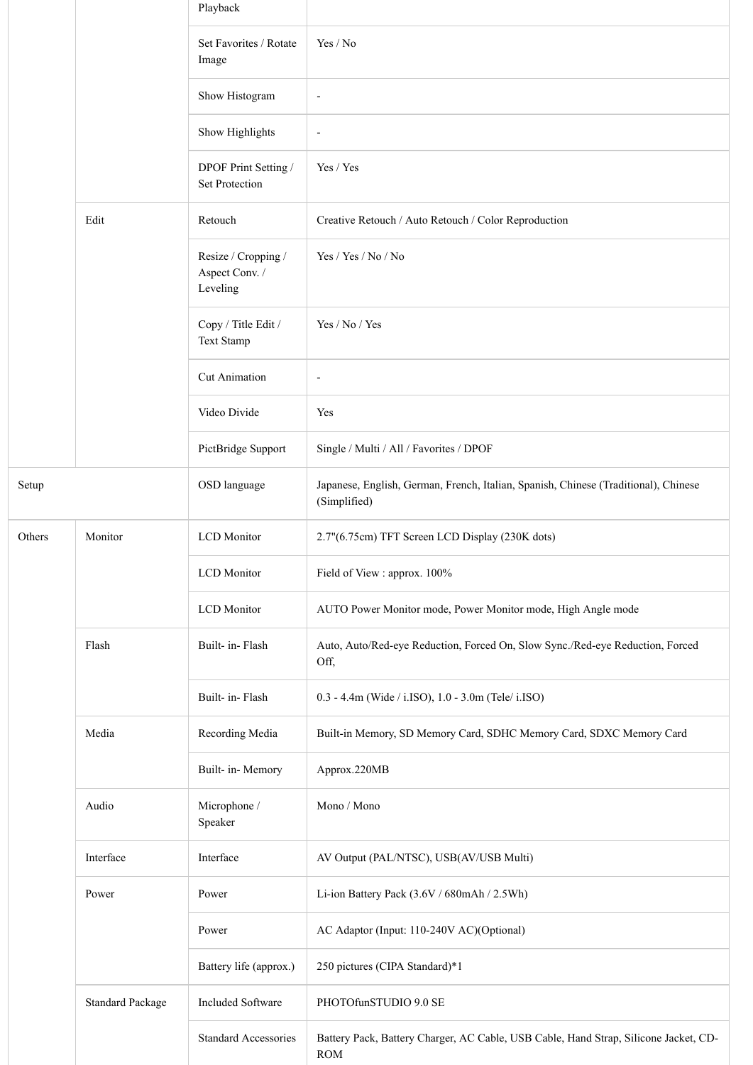| | | | |
|---|---|---|---|
| | | Playback | |
| | | Set Favorites / Rotate Image | Yes / No |
| | | Show Histogram | - |
| | | Show Highlights | - |
| | | DPOF Print Setting / Set Protection | Yes / Yes |
| | Edit | Retouch | Creative Retouch / Auto Retouch / Color Reproduction |
| | | Resize / Cropping / Aspect Conv. / Leveling | Yes / Yes / No / No |
| | | Copy / Title Edit / Text Stamp | Yes / No / Yes |
| | | Cut Animation | - |
| | | Video Divide | Yes |
| | | PictBridge Support | Single / Multi / All / Favorites / DPOF |
| Setup | | OSD language | Japanese, English, German, French, Italian, Spanish, Chinese (Traditional), Chinese (Simplified) |
| Others | Monitor | LCD Monitor | 2.7"(6.75cm) TFT Screen LCD Display (230K dots) |
| | | LCD Monitor | Field of View : approx. 100% |
| | | LCD Monitor | AUTO Power Monitor mode, Power Monitor mode, High Angle mode |
| | Flash | Built- in- Flash | Auto, Auto/Red-eye Reduction, Forced On, Slow Sync./Red-eye Reduction, Forced Off, |
| | | Built- in- Flash | 0.3 - 4.4m (Wide / i.ISO), 1.0 - 3.0m (Tele/ i.ISO) |
| | Media | Recording Media | Built-in Memory, SD Memory Card, SDHC Memory Card, SDXC Memory Card |
| | | Built- in- Memory | Approx.220MB |
| | Audio | Microphone / Speaker | Mono / Mono |
| | Interface | Interface | AV Output (PAL/NTSC), USB(AV/USB Multi) |
| | Power | Power | Li-ion Battery Pack (3.6V / 680mAh / 2.5Wh) |
| | | Power | AC Adaptor (Input: 110-240V AC)(Optional) |
| | | Battery life (approx.) | 250 pictures (CIPA Standard)*1 |
| | Standard Package | Included Software | PHOTOfunSTUDIO 9.0 SE |
| | | Standard Accessories | Battery Pack, Battery Charger, AC Cable, USB Cable, Hand Strap, Silicone Jacket, CD-ROM |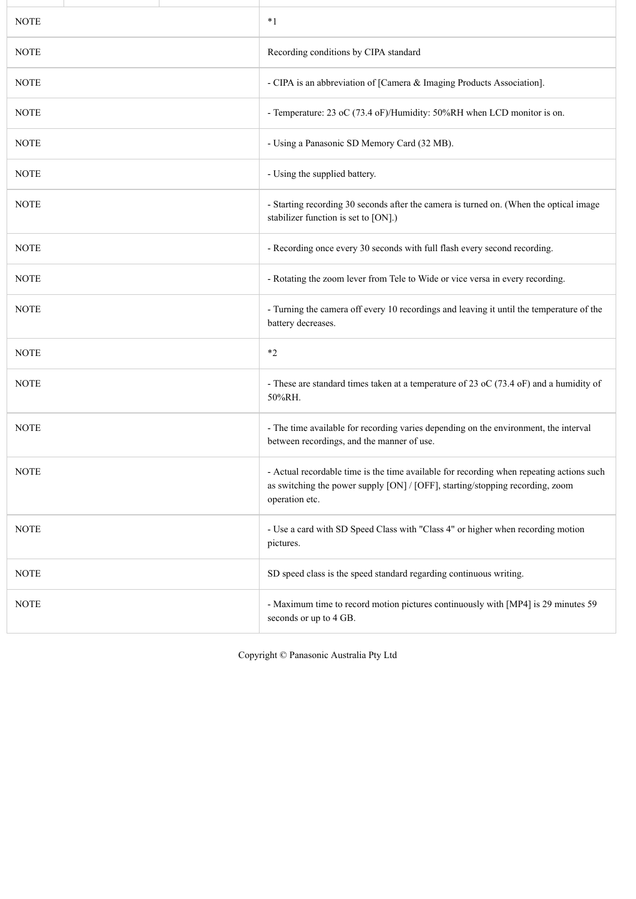| | |
|---|---|
| NOTE | *1 |
| NOTE | Recording conditions by CIPA standard |
| NOTE | - CIPA is an abbreviation of [Camera & Imaging Products Association]. |
| NOTE | - Temperature: 23 oC (73.4 oF)/Humidity: 50%RH when LCD monitor is on. |
| NOTE | - Using a Panasonic SD Memory Card (32 MB). |
| NOTE | - Using the supplied battery. |
| NOTE | - Starting recording 30 seconds after the camera is turned on. (When the optical image stabilizer function is set to [ON].) |
| NOTE | - Recording once every 30 seconds with full flash every second recording. |
| NOTE | - Rotating the zoom lever from Tele to Wide or vice versa in every recording. |
| NOTE | - Turning the camera off every 10 recordings and leaving it until the temperature of the battery decreases. |
| NOTE | *2 |
| NOTE | - These are standard times taken at a temperature of 23 oC (73.4 oF) and a humidity of 50%RH. |
| NOTE | - The time available for recording varies depending on the environment, the interval between recordings, and the manner of use. |
| NOTE | - Actual recordable time is the time available for recording when repeating actions such as switching the power supply [ON] / [OFF], starting/stopping recording, zoom operation etc. |
| NOTE | - Use a card with SD Speed Class with "Class 4" or higher when recording motion pictures. |
| NOTE | SD speed class is the speed standard regarding continuous writing. |
| NOTE | - Maximum time to record motion pictures continuously with [MP4] is 29 minutes 59 seconds or up to 4 GB. |

Copyright © Panasonic Australia Pty Ltd